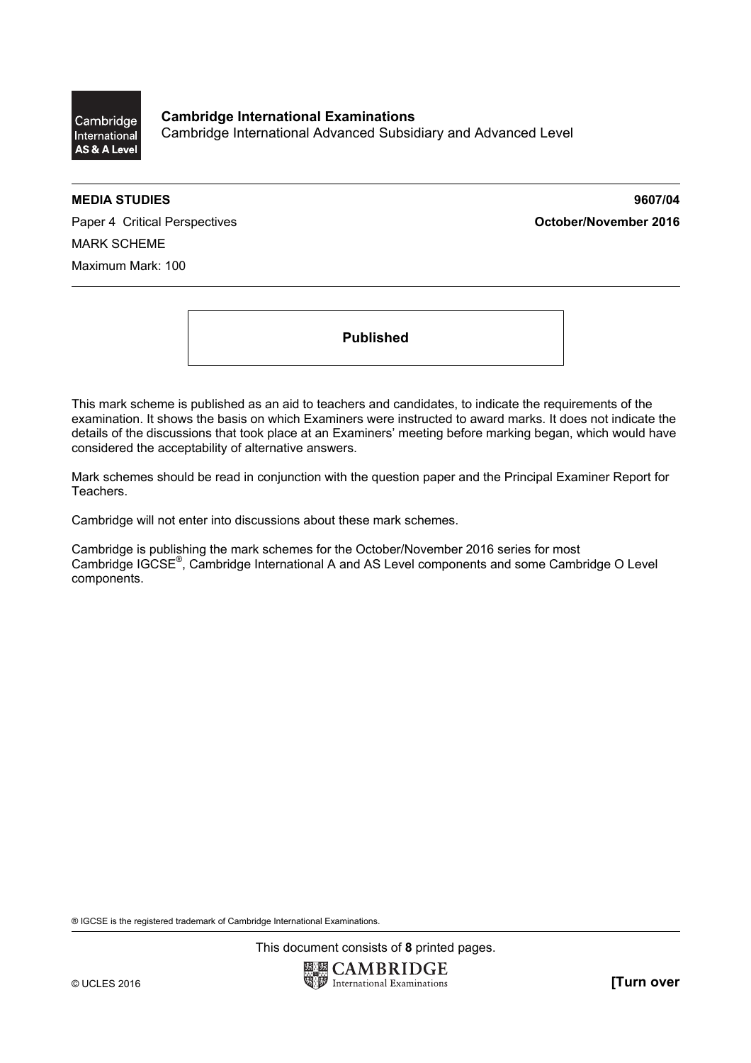**Cambridge International Examinations**
Cambridge International Advanced Subsidiary and Advanced Level

**MEDIA STUDIES** **9607/04**

Paper 4 Critical Perspectives **October/November 2016**

MARK SCHEME

Maximum Mark: 100

**Published**

This mark scheme is published as an aid to teachers and candidates, to indicate the requirements of the examination. It shows the basis on which Examiners were instructed to award marks. It does not indicate the details of the discussions that took place at an Examiners' meeting before marking began, which would have considered the acceptability of alternative answers.

Mark schemes should be read in conjunction with the question paper and the Principal Examiner Report for Teachers.

Cambridge will not enter into discussions about these mark schemes.

Cambridge is publishing the mark schemes for the October/November 2016 series for most Cambridge IGCSE®, Cambridge International A and AS Level components and some Cambridge O Level components.

® IGCSE is the registered trademark of Cambridge International Examinations.

This document consists of **8** printed pages.

© UCLES 2016 **[Turn over**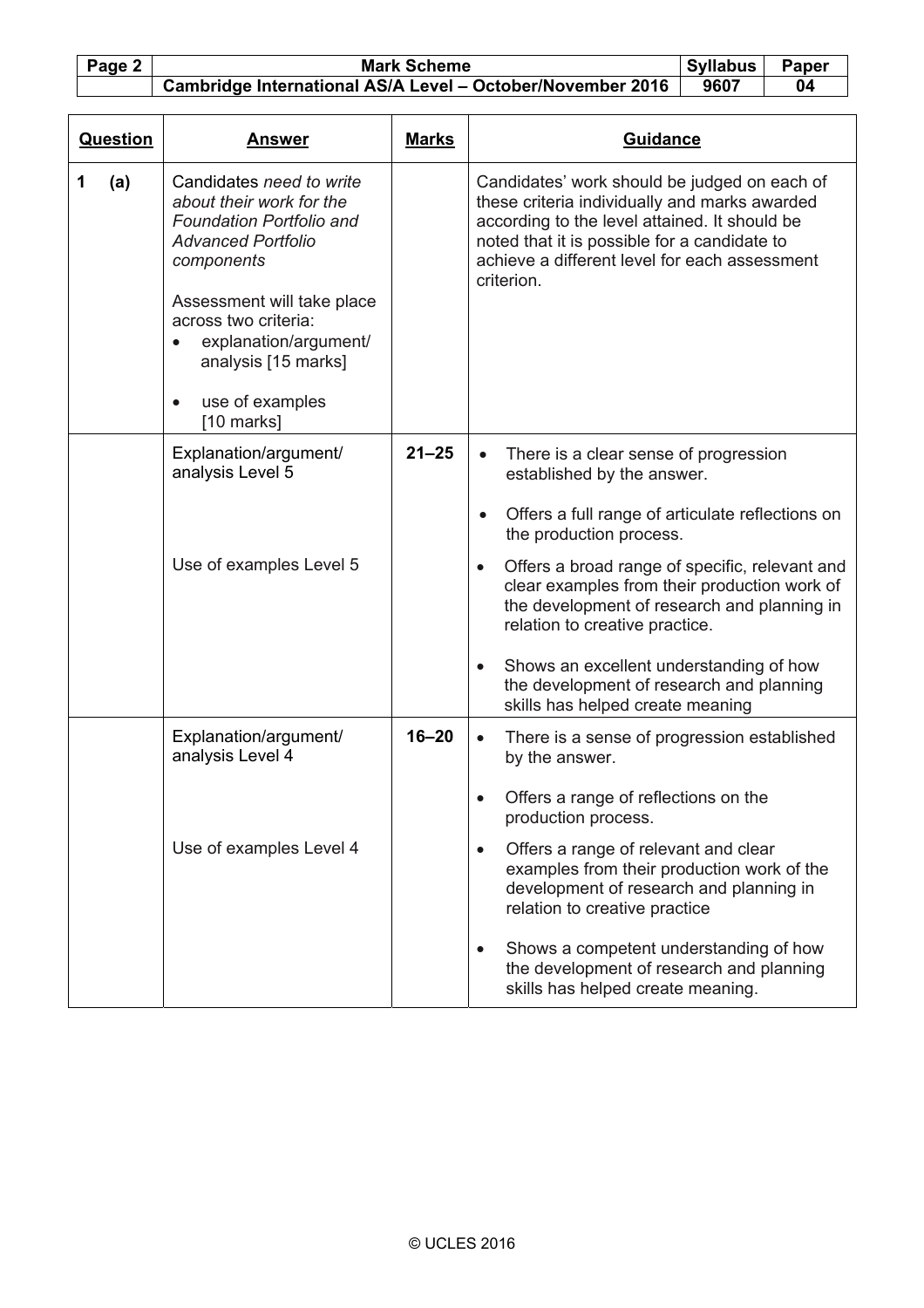| Question | Answer | Marks | Guidance |
|---|---|---|---|
| 1 (a) | Candidates *need to write about their work for the Foundation Portfolio and Advanced Portfolio components*<br><br>Assessment will take place across two criteria:<br>• explanation/argument/ analysis [15 marks]<br>• use of examples [10 marks] | | Candidates' work should be judged on each of these criteria individually and marks awarded according to the level attained. It should be noted that it is possible for a candidate to achieve a different level for each assessment criterion. |
| | Explanation/argument/ analysis Level 5<br><br>Use of examples Level 5 | 21–25 | • There is a clear sense of progression established by the answer.<br>• Offers a full range of articulate reflections on the production process.<br>• Offers a broad range of specific, relevant and clear examples from their production work of the development of research and planning in relation to creative practice.<br>• Shows an excellent understanding of how the development of research and planning skills has helped create meaning |
| | Explanation/argument/ analysis Level 4<br><br>Use of examples Level 4 | 16–20 | • There is a sense of progression established by the answer.<br>• Offers a range of reflections on the production process.<br>• Offers a range of relevant and clear examples from their production work of the development of research and planning in relation to creative practice<br>• Shows a competent understanding of how the development of research and planning skills has helped create meaning. |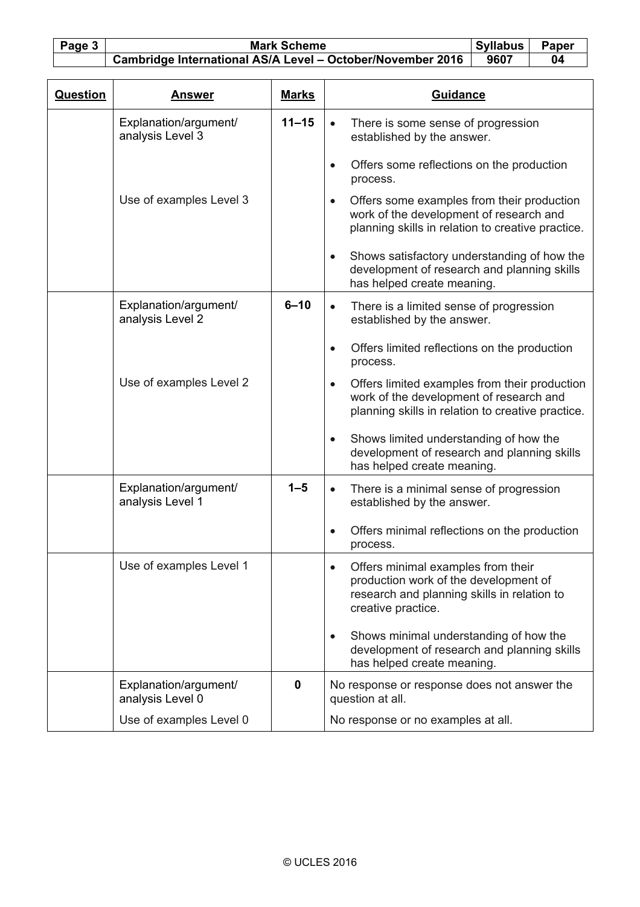| Question | Answer | Marks | Guidance |
|---|---|---|---|
| | Explanation/argument/ analysis Level 3 | 11–15 | • There is some sense of progression established by the answer.<br><br>• Offers some reflections on the production process. |
| | Use of examples Level 3 | | • Offers some examples from their production work of the development of research and planning skills in relation to creative practice.<br><br>• Shows satisfactory understanding of how the development of research and planning skills has helped create meaning. |
| | Explanation/argument/ analysis Level 2 | 6–10 | • There is a limited sense of progression established by the answer.<br><br>• Offers limited reflections on the production process. |
| | Use of examples Level 2 | | • Offers limited examples from their production work of the development of research and planning skills in relation to creative practice.<br><br>• Shows limited understanding of how the development of research and planning skills has helped create meaning. |
| | Explanation/argument/ analysis Level 1 | 1–5 | • There is a minimal sense of progression established by the answer.<br><br>• Offers minimal reflections on the production process. |
| | Use of examples Level 1 | | • Offers minimal examples from their production work of the development of research and planning skills in relation to creative practice.<br><br>• Shows minimal understanding of how the development of research and planning skills has helped create meaning. |
| | Explanation/argument/ analysis Level 0 | 0 | No response or response does not answer the question at all. |
| | Use of examples Level 0 | | No response or no examples at all. |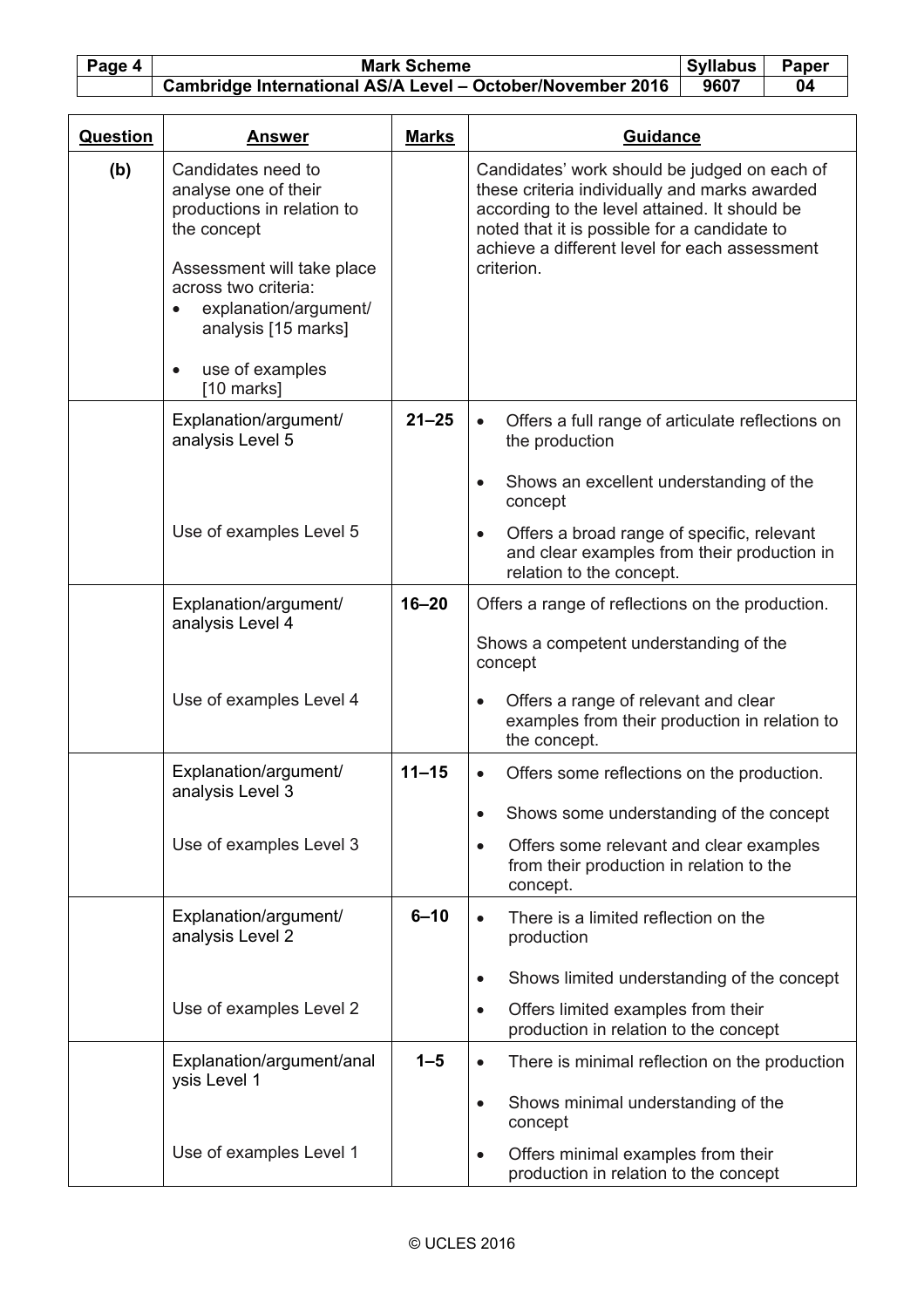| Question | Answer | Marks | Guidance |
|---|---|---|---|
| (b) | Candidates need to analyse one of their productions in relation to the concept<br><br>Assessment will take place across two criteria:<br>• explanation/argument/ analysis [15 marks]<br>• use of examples [10 marks] | | Candidates' work should be judged on each of these criteria individually and marks awarded according to the level attained. It should be noted that it is possible for a candidate to achieve a different level for each assessment criterion. |
| | Explanation/argument/ analysis Level 5<br><br>Use of examples Level 5 | 21–25 | • Offers a full range of articulate reflections on the production<br>• Shows an excellent understanding of the concept<br>• Offers a broad range of specific, relevant and clear examples from their production in relation to the concept. |
| | Explanation/argument/ analysis Level 4<br><br>Use of examples Level 4 | 16–20 | Offers a range of reflections on the production.<br>Shows a competent understanding of the concept<br>• Offers a range of relevant and clear examples from their production in relation to the concept. |
| | Explanation/argument/ analysis Level 3<br><br>Use of examples Level 3 | 11–15 | • Offers some reflections on the production.<br>• Shows some understanding of the concept<br>• Offers some relevant and clear examples from their production in relation to the concept. |
| | Explanation/argument/ analysis Level 2<br><br>Use of examples Level 2 | 6–10 | • There is a limited reflection on the production<br>• Shows limited understanding of the concept<br>• Offers limited examples from their production in relation to the concept |
| | Explanation/argument/analysis Level 1<br><br>Use of examples Level 1 | 1–5 | • There is minimal reflection on the production<br>• Shows minimal understanding of the concept<br>• Offers minimal examples from their production in relation to the concept |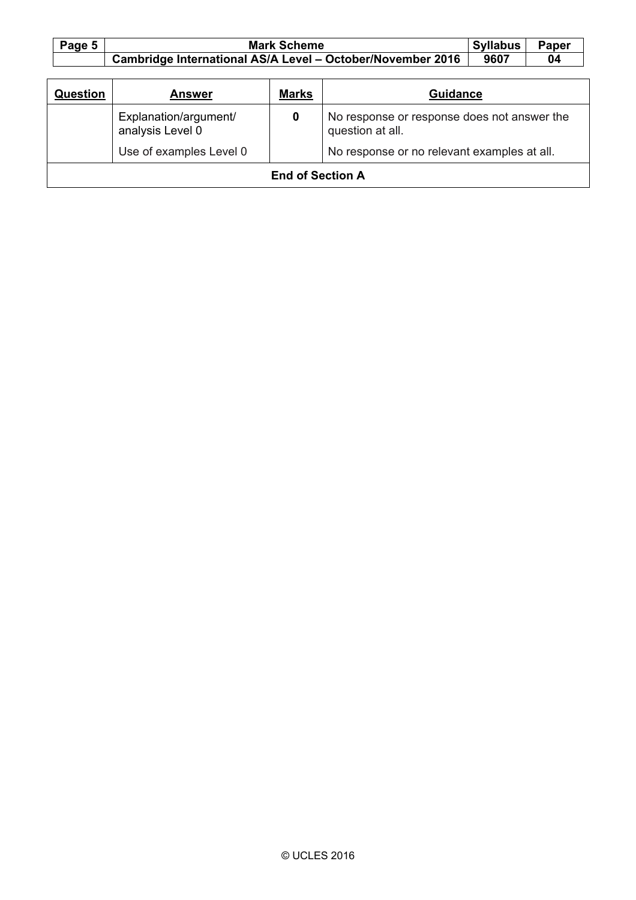| Question | Answer | Marks | Guidance |
|---|---|---|---|
| | Explanation/argument/ analysis Level 0 | 0 | No response or response does not answer the question at all. |
| | Use of examples Level 0 | | No response or no relevant examples at all. |
| **End of Section A** | | | |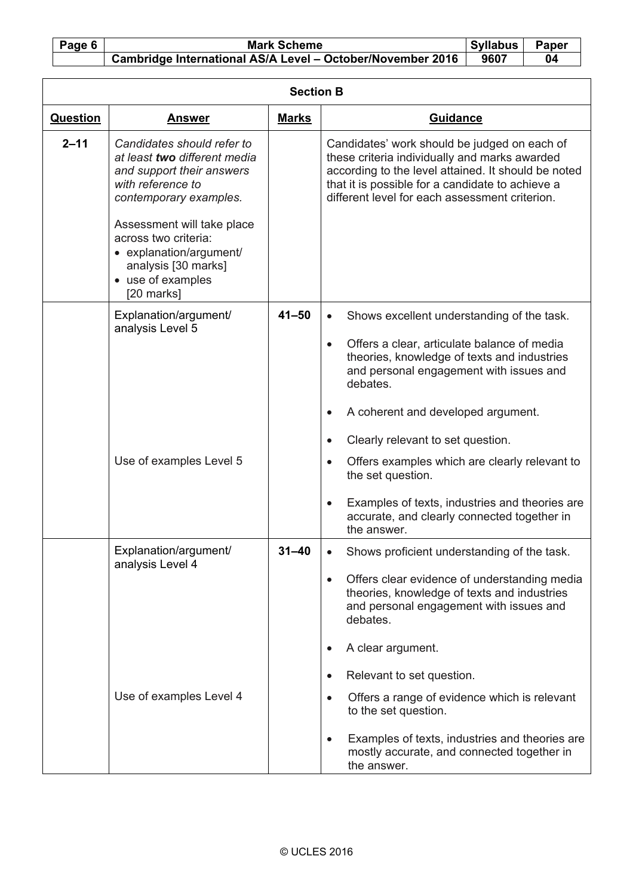| Section B | | | |
|---|---|---|---|
| **Question** | **Answer** | **Marks** | **Guidance** |
| **2–11** | *Candidates should refer to at least **two** different media and support their answers with reference to contemporary examples.*<br><br>Assessment will take place across two criteria:<br>• explanation/argument/ analysis [30 marks]<br>• use of examples [20 marks] | | Candidates' work should be judged on each of these criteria individually and marks awarded according to the level attained. It should be noted that it is possible for a candidate to achieve a different level for each assessment criterion. |
| | Explanation/argument/ analysis Level 5 | **41–50** | • Shows excellent understanding of the task.<br>• Offers a clear, articulate balance of media theories, knowledge of texts and industries and personal engagement with issues and debates.<br>• A coherent and developed argument.<br>• Clearly relevant to set question. |
| | Use of examples Level 5 | | • Offers examples which are clearly relevant to the set question.<br>• Examples of texts, industries and theories are accurate, and clearly connected together in the answer. |
| | Explanation/argument/ analysis Level 4 | **31–40** | • Shows proficient understanding of the task.<br>• Offers clear evidence of understanding media theories, knowledge of texts and industries and personal engagement with issues and debates.<br>• A clear argument.<br>• Relevant to set question. |
| | Use of examples Level 4 | | • Offers a range of evidence which is relevant to the set question.<br>• Examples of texts, industries and theories are mostly accurate, and connected together in the answer. |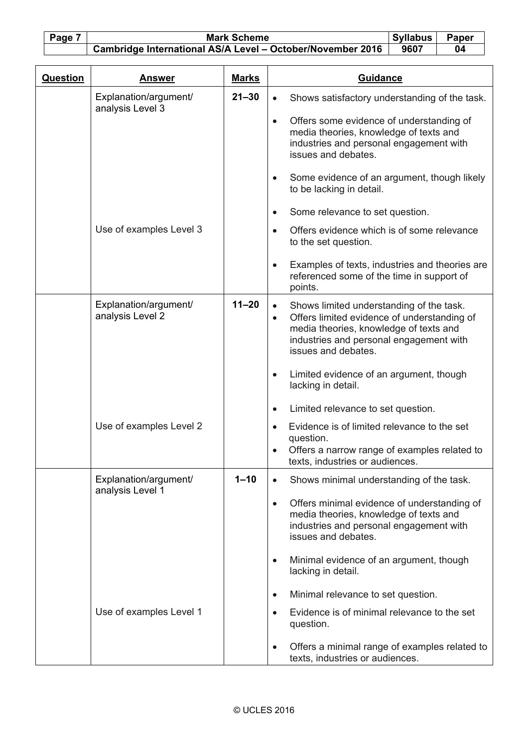| Question | Answer | Marks | Guidance |
|---|---|---|---|
| | Explanation/argument/ analysis Level 3 | 21–30 | • Shows satisfactory understanding of the task.<br>• Offers some evidence of understanding of media theories, knowledge of texts and industries and personal engagement with issues and debates.<br>• Some evidence of an argument, though likely to be lacking in detail.<br>• Some relevance to set question. |
| | Use of examples Level 3 | | • Offers evidence which is of some relevance to the set question.<br>• Examples of texts, industries and theories are referenced some of the time in support of points. |
| | Explanation/argument/ analysis Level 2 | 11–20 | • Shows limited understanding of the task.<br>• Offers limited evidence of understanding of media theories, knowledge of texts and industries and personal engagement with issues and debates.<br>• Limited evidence of an argument, though lacking in detail.<br>• Limited relevance to set question. |
| | Use of examples Level 2 | | • Evidence is of limited relevance to the set question.<br>• Offers a narrow range of examples related to texts, industries or audiences. |
| | Explanation/argument/ analysis Level 1 | 1–10 | • Shows minimal understanding of the task.<br>• Offers minimal evidence of understanding of media theories, knowledge of texts and industries and personal engagement with issues and debates.<br>• Minimal evidence of an argument, though lacking in detail.<br>• Minimal relevance to set question. |
| | Use of examples Level 1 | | • Evidence is of minimal relevance to the set question.<br>• Offers a minimal range of examples related to texts, industries or audiences. |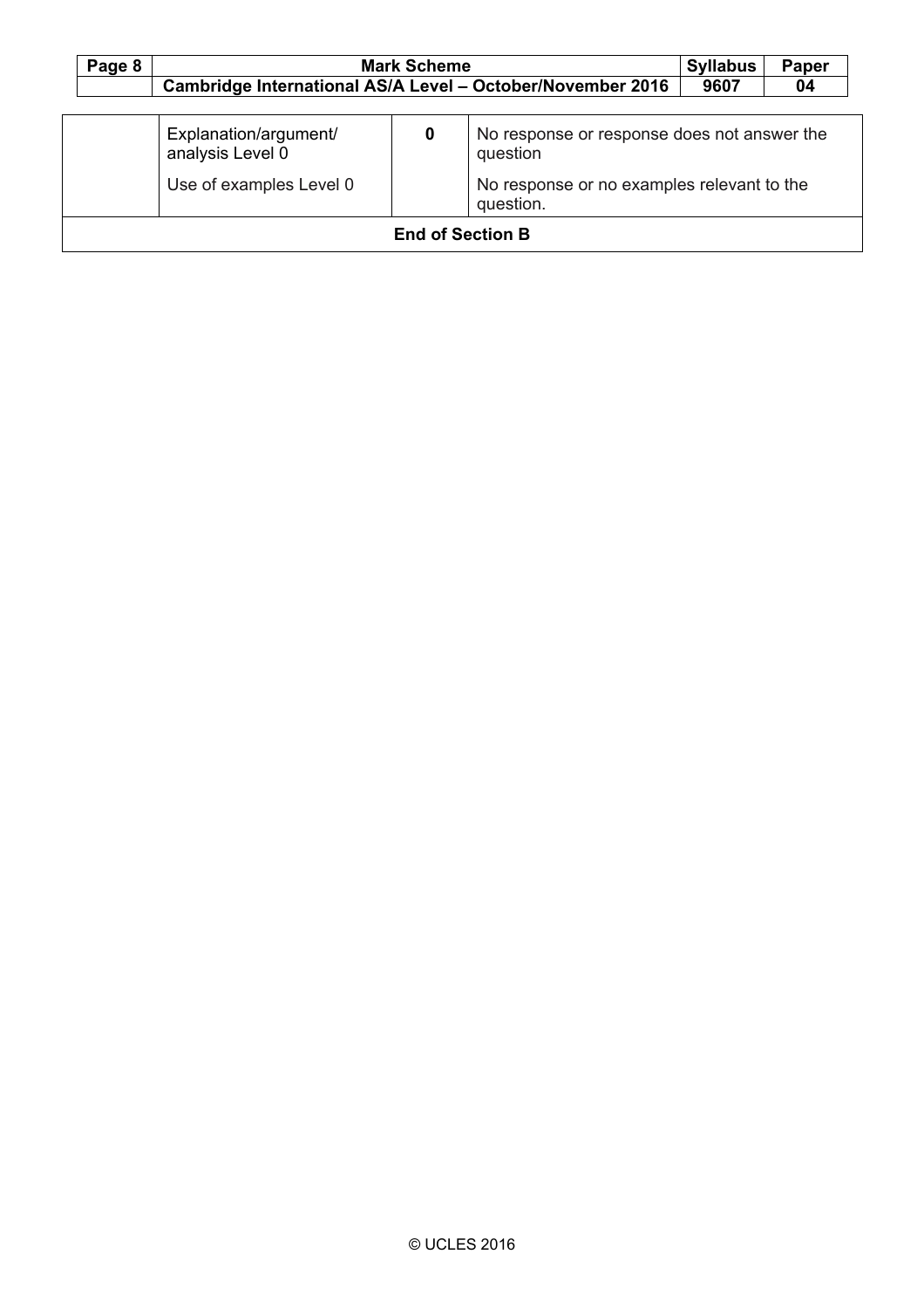| | | | |
|---|---|---|---|
| | Explanation/argument/ analysis Level 0<br><br>Use of examples Level 0 | **0** | No response or response does not answer the question<br><br>No response or no examples relevant to the question. |

**End of Section B**